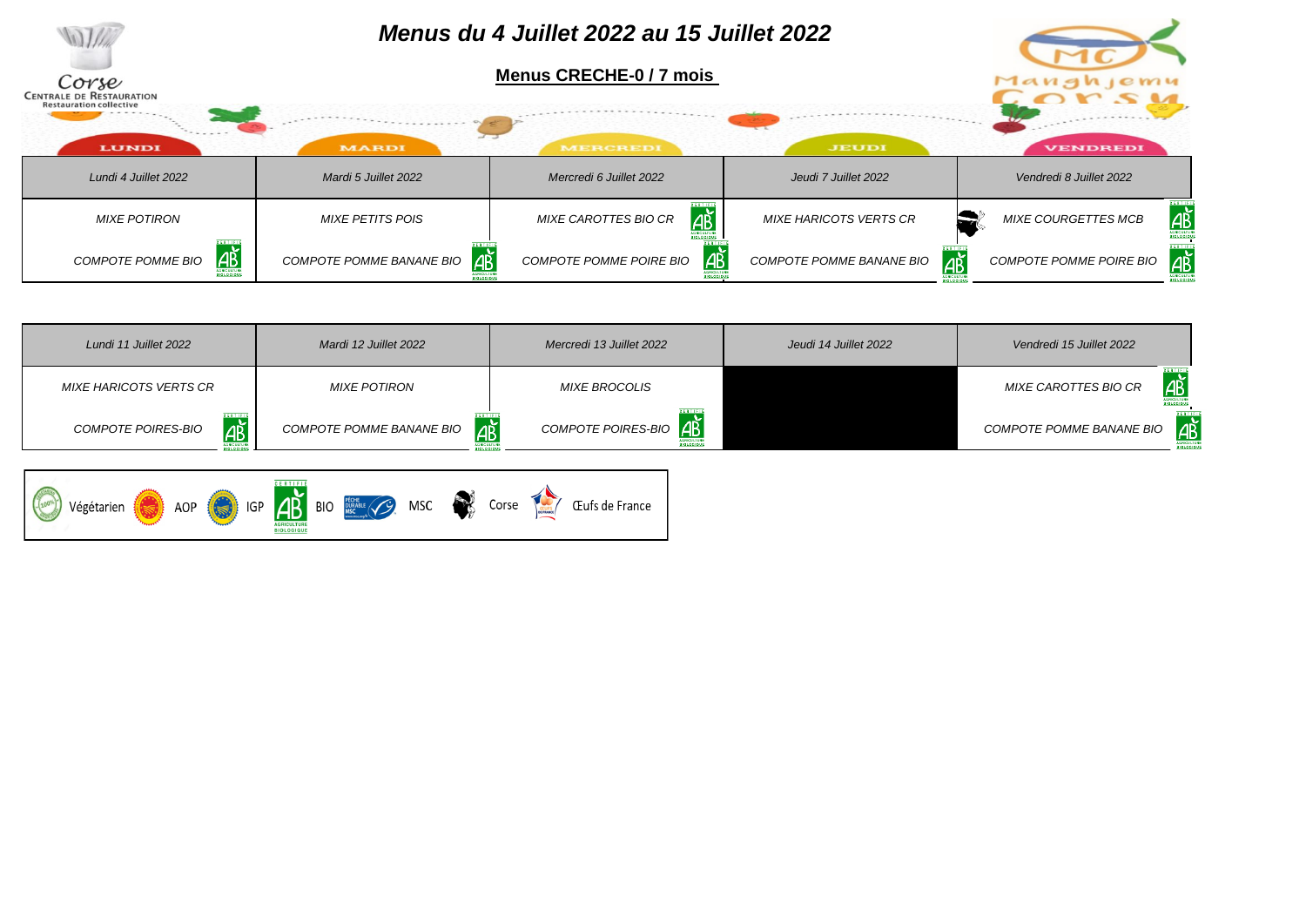# Menus du 4 Juillet 2022 au 15 Juillet 2022

## Menus CRECHE-0 / 7 mois

| Lundi 4 Juillet 2022 | Mardi 5 Juillet 2022 | Mercredi 6 Juillet 2022 | Jeudi 7 Juillet 2022 | Vendredi 8 Juillet 2022 |
|---|---|---|---|---|
| MIXE POTIRON | MIXE PETITS POIS | MIXE CAROTTES BIO CR | MIXE HARICOTS VERTS CR | MIXE COURGETTES MCB |
| COMPOTE POMME BIO | COMPOTE POMME BANANE BIO | COMPOTE POMME POIRE BIO | COMPOTE POMME BANANE BIO | COMPOTE POMME POIRE BIO |

| Lundi 11 Juillet 2022 | Mardi 12 Juillet 2022 | Mercredi 13 Juillet 2022 | Jeudi 14 Juillet 2022 | Vendredi 15 Juillet 2022 |
|---|---|---|---|---|
| MIXE HARICOTS VERTS CR | MIXE POTIRON | MIXE BROCOLIS | | MIXE CAROTTES BIO CR |
| COMPOTE POIRES-BIO | COMPOTE POMME BANANE BIO | COMPOTE POIRES-BIO | | COMPOTE POMME BANANE BIO |

Végétarien · AOP · IGP · BIO · MSC · Corse · Œufs de France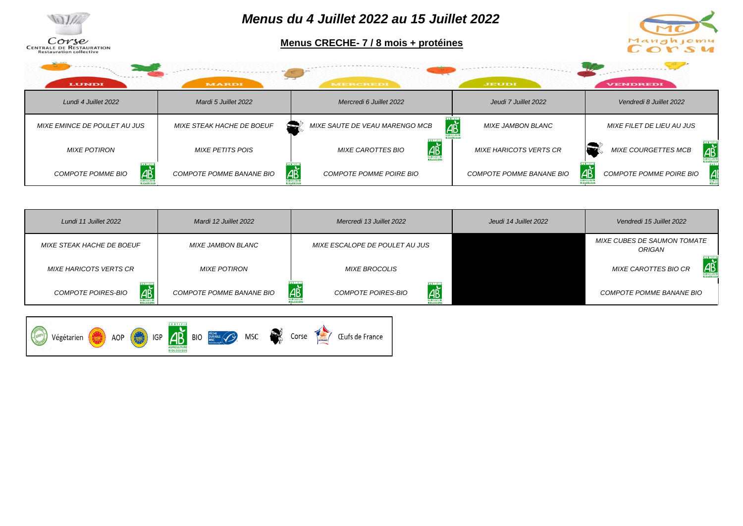# Menus du 4 Juillet 2022 au 15 Juillet 2022

## Menus CRECHE- 7 / 8 mois + protéines

CORSE CENTRALE DE RESTAURATION Restauration collective

Manghjemu Corsu

| Lundi 4 Juillet 2022 | Mardi 5 Juillet 2022 | Mercredi 6 Juillet 2022 | Jeudi 7 Juillet 2022 | Vendredi 8 Juillet 2022 |
|---|---|---|---|---|
| MIXE EMINCE DE POULET AU JUS | MIXE STEAK HACHE DE BOEUF | MIXE SAUTE DE VEAU MARENGO MCB | MIXE JAMBON BLANC | MIXE FILET DE LIEU AU JUS |
| MIXE POTIRON | MIXE PETITS POIS | MIXE CAROTTES BIO | MIXE HARICOTS VERTS CR | MIXE COURGETTES MCB |
| COMPOTE POMME BIO | COMPOTE POMME BANANE BIO | COMPOTE POMME POIRE BIO | COMPOTE POMME BANANE BIO | COMPOTE POMME POIRE BIO |

| Lundi 11 Juillet 2022 | Mardi 12 Juillet 2022 | Mercredi 13 Juillet 2022 | Jeudi 14 Juillet 2022 | Vendredi 15 Juillet 2022 |
|---|---|---|---|---|
| MIXE STEAK HACHE DE BOEUF | MIXE JAMBON BLANC | MIXE ESCALOPE DE POULET AU JUS | | MIXE CUBES DE SAUMON TOMATE ORIGAN |
| MIXE HARICOTS VERTS CR | MIXE POTIRON | MIXE BROCOLIS | | MIXE CAROTTES BIO CR |
| COMPOTE POIRES-BIO | COMPOTE POMME BANANE BIO | COMPOTE POIRES-BIO | | COMPOTE POMME BANANE BIO |

Végétarien | AOP | IGP | BIO | MSC | Corse | Œufs de France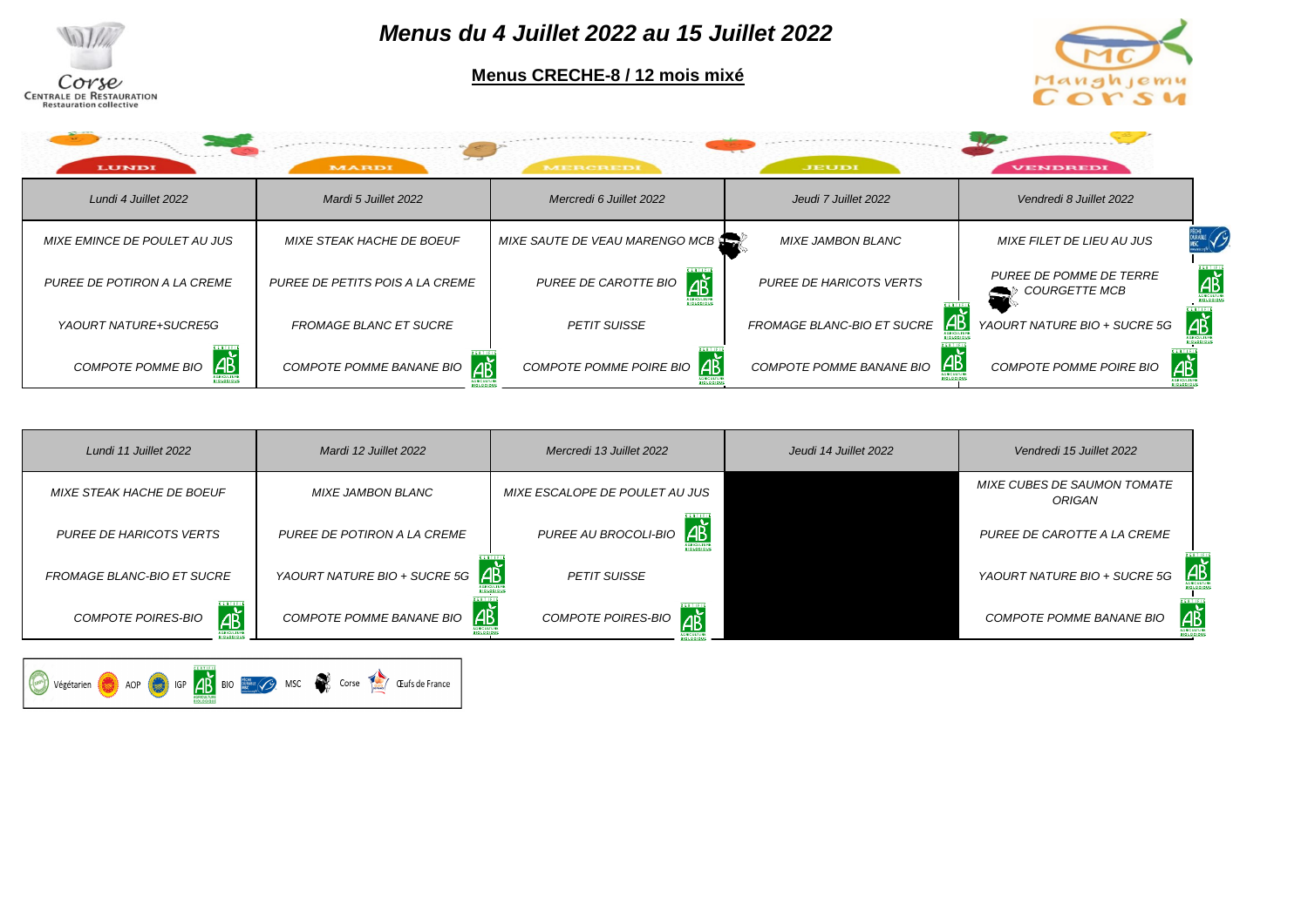# Menus du 4 Juillet 2022 au 15 Juillet 2022

## Menus CRECHE-8 / 12 mois mixé

Corse
CENTRALE DE RESTAURATION
Restauration collective

Manghjemu Corsu

| Lundi 4 Juillet 2022 | Mardi 5 Juillet 2022 | Mercredi 6 Juillet 2022 | Jeudi 7 Juillet 2022 | Vendredi 8 Juillet 2022 |
|---|---|---|---|---|
| MIXE EMINCE DE POULET AU JUS | MIXE STEAK HACHE DE BOEUF | MIXE SAUTE DE VEAU MARENGO MCB | MIXE JAMBON BLANC | MIXE FILET DE LIEU AU JUS |
| PUREE DE POTIRON A LA CREME | PUREE DE PETITS POIS A LA CREME | PUREE DE CAROTTE BIO | PUREE DE HARICOTS VERTS | PUREE DE POMME DE TERRE COURGETTE MCB |
| YAOURT NATURE+SUCRE5G | FROMAGE BLANC ET SUCRE | PETIT SUISSE | FROMAGE BLANC-BIO ET SUCRE | YAOURT NATURE BIO + SUCRE 5G |
| COMPOTE POMME BIO | COMPOTE POMME BANANE BIO | COMPOTE POMME POIRE BIO | COMPOTE POMME BANANE BIO | COMPOTE POMME POIRE BIO |

| Lundi 11 Juillet 2022 | Mardi 12 Juillet 2022 | Mercredi 13 Juillet 2022 | Jeudi 14 Juillet 2022 | Vendredi 15 Juillet 2022 |
|---|---|---|---|---|
| MIXE STEAK HACHE DE BOEUF | MIXE JAMBON BLANC | MIXE ESCALOPE DE POULET AU JUS | | MIXE CUBES DE SAUMON TOMATE ORIGAN |
| PUREE DE HARICOTS VERTS | PUREE DE POTIRON A LA CREME | PUREE AU BROCOLI-BIO | | PUREE DE CAROTTE A LA CREME |
| FROMAGE BLANC-BIO ET SUCRE | YAOURT NATURE BIO + SUCRE 5G | PETIT SUISSE | | YAOURT NATURE BIO + SUCRE 5G |
| COMPOTE POIRES-BIO | COMPOTE POMME BANANE BIO | COMPOTE POIRES-BIO | | COMPOTE POMME BANANE BIO |

Végétarien AOP IGP BIO MSC Corse Œufs de France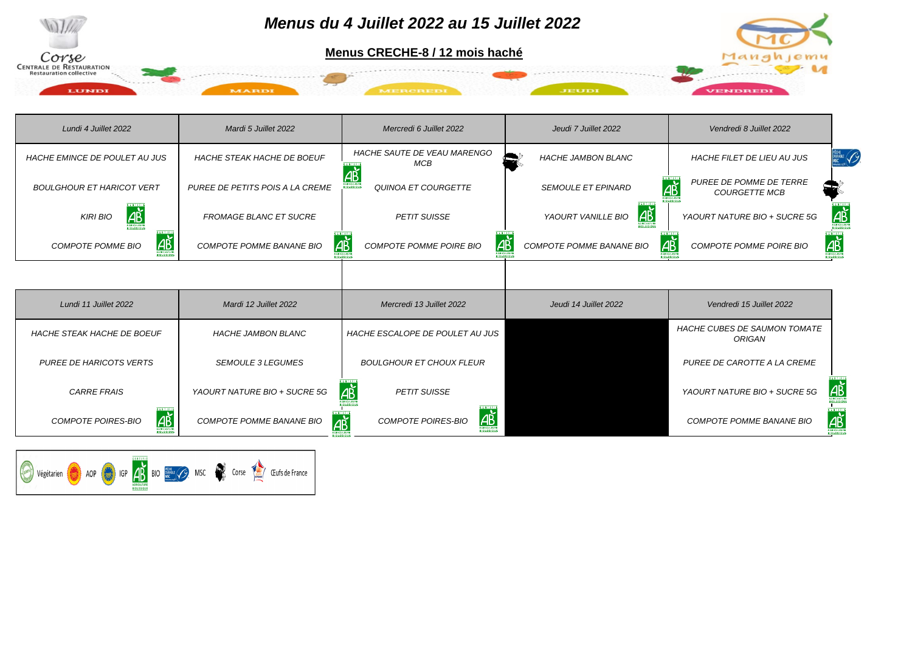# Menus du 4 Juillet 2022 au 15 Juillet 2022

**Menus CRECHE-8 / 12 mois haché**

Corse
CENTRALE DE RESTAURATION
Restauration collective

LUNDI | MARDI | MERCREDI | JEUDI | VENDREDI

| Lundi 4 Juillet 2022 | Mardi 5 Juillet 2022 | Mercredi 6 Juillet 2022 | Jeudi 7 Juillet 2022 | Vendredi 8 Juillet 2022 |
|---|---|---|---|---|
| HACHE EMINCE DE POULET AU JUS | HACHE STEAK HACHE DE BOEUF | HACHE SAUTE DE VEAU MARENGO MCB | HACHE JAMBON BLANC | HACHE FILET DE LIEU AU JUS |
| BOULGHOUR ET HARICOT VERT | PUREE DE PETITS POIS A LA CREME | QUINOA ET COURGETTE | SEMOULE ET EPINARD | PUREE DE POMME DE TERRE COURGETTE MCB |
| KIRI BIO | FROMAGE BLANC ET SUCRE | PETIT SUISSE | YAOURT VANILLE BIO | YAOURT NATURE BIO + SUCRE 5G |
| COMPOTE POMME BIO | COMPOTE POMME BANANE BIO | COMPOTE POMME POIRE BIO | COMPOTE POMME BANANE BIO | COMPOTE POMME POIRE BIO |

| Lundi 11 Juillet 2022 | Mardi 12 Juillet 2022 | Mercredi 13 Juillet 2022 | Jeudi 14 Juillet 2022 | Vendredi 15 Juillet 2022 |
|---|---|---|---|---|
| HACHE STEAK HACHE DE BOEUF | HACHE JAMBON BLANC | HACHE ESCALOPE DE POULET AU JUS | | HACHE CUBES DE SAUMON TOMATE ORIGAN |
| PUREE DE HARICOTS VERTS | SEMOULE 3 LEGUMES | BOULGHOUR ET CHOUX FLEUR | | PUREE DE CAROTTE A LA CREME |
| CARRE FRAIS | YAOURT NATURE BIO + SUCRE 5G | PETIT SUISSE | | YAOURT NATURE BIO + SUCRE 5G |
| COMPOTE POIRES-BIO | COMPOTE POMME BANANE BIO | COMPOTE POIRES-BIO | | COMPOTE POMME BANANE BIO |

Végétarien | AOP | IGP | BIO | MSC | Corse | Œufs de France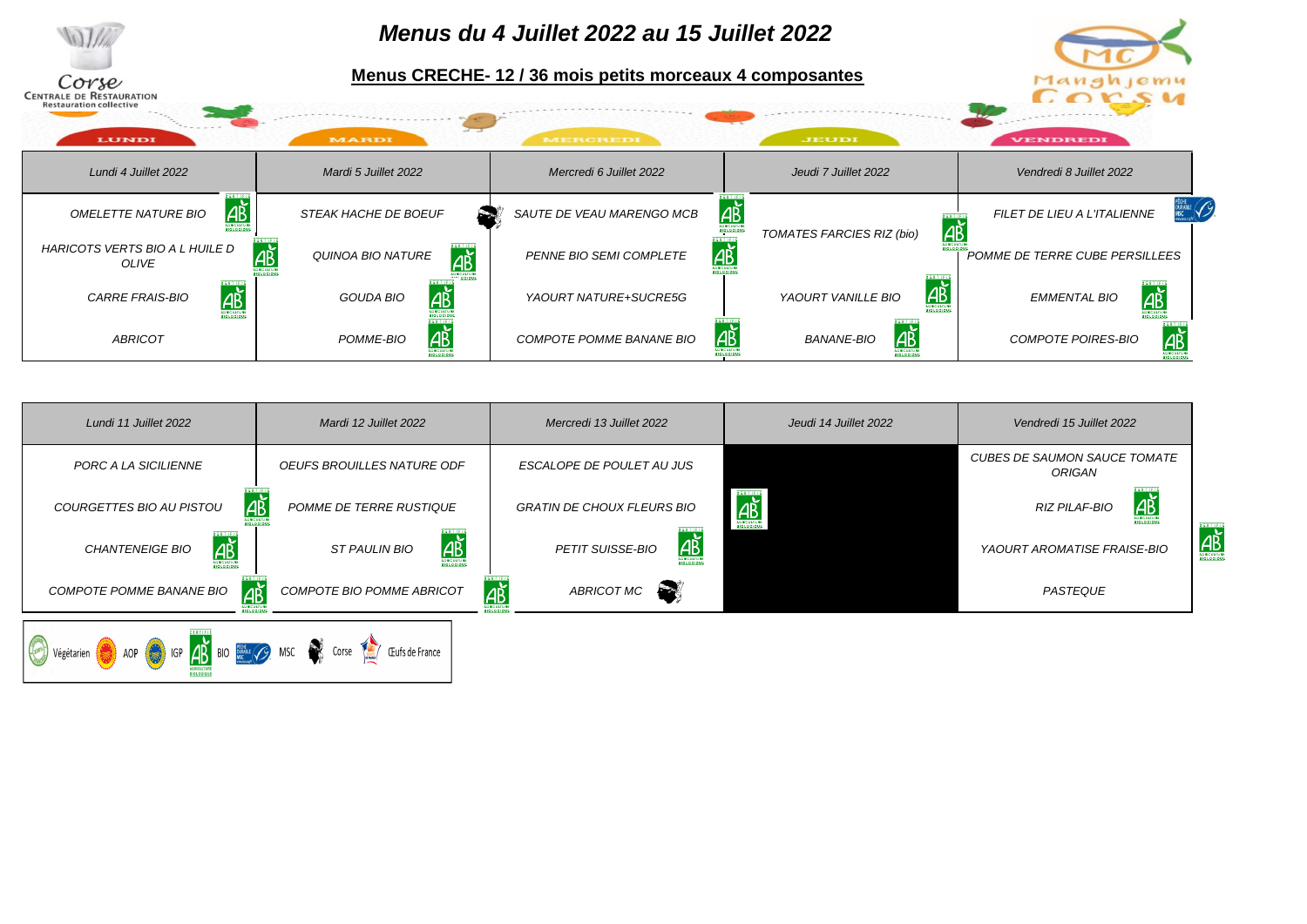# *Menus du 4 Juillet 2022 au 15 Juillet 2022*

## Menus CRECHE- 12 / 36 mois petits morceaux 4 composantes

Corse CENTRALE DE RESTAURATION Restauration collective

Manghjemu Corsu

LUNDI | MARDI | MERCREDI | JEUDI | VENDREDI

| *Lundi 4 Juillet 2022* | *Mardi 5 Juillet 2022* | *Mercredi 6 Juillet 2022* | *Jeudi 7 Juillet 2022* | *Vendredi 8 Juillet 2022* |
|---|---|---|---|---|
| *OMELETTE NATURE BIO* | *STEAK HACHE DE BOEUF* | *SAUTE DE VEAU MARENGO MCB* | *TOMATES FARCIES RIZ (bio)* | *FILET DE LIEU A L'ITALIENNE* |
| *HARICOTS VERTS BIO A L HUILE D OLIVE* | *QUINOA BIO NATURE* | *PENNE BIO SEMI COMPLETE* | | *POMME DE TERRE CUBE PERSILLEES* |
| *CARRE FRAIS-BIO* | *GOUDA BIO* | *YAOURT NATURE+SUCRE5G* | *YAOURT VANILLE BIO* | *EMMENTAL BIO* |
| *ABRICOT* | *POMME-BIO* | *COMPOTE POMME BANANE BIO* | *BANANE-BIO* | *COMPOTE POIRES-BIO* |

| *Lundi 11 Juillet 2022* | *Mardi 12 Juillet 2022* | *Mercredi 13 Juillet 2022* | *Jeudi 14 Juillet 2022* | *Vendredi 15 Juillet 2022* |
|---|---|---|---|---|
| *PORC A LA SICILIENNE* | *OEUFS BROUILLES NATURE ODF* | *ESCALOPE DE POULET AU JUS* | | *CUBES DE SAUMON SAUCE TOMATE ORIGAN* |
| *COURGETTES BIO AU PISTOU* | *POMME DE TERRE RUSTIQUE* | *GRATIN DE CHOUX FLEURS BIO* | | *RIZ PILAF-BIO* |
| *CHANTENEIGE BIO* | *ST PAULIN BIO* | *PETIT SUISSE-BIO* | | *YAOURT AROMATISE FRAISE-BIO* |
| *COMPOTE POMME BANANE BIO* | *COMPOTE BIO POMME ABRICOT* | *ABRICOT MC* | | *PASTEQUE* |

Végétarien · AOP · IGP · BIO · MSC · Corse · Œufs de France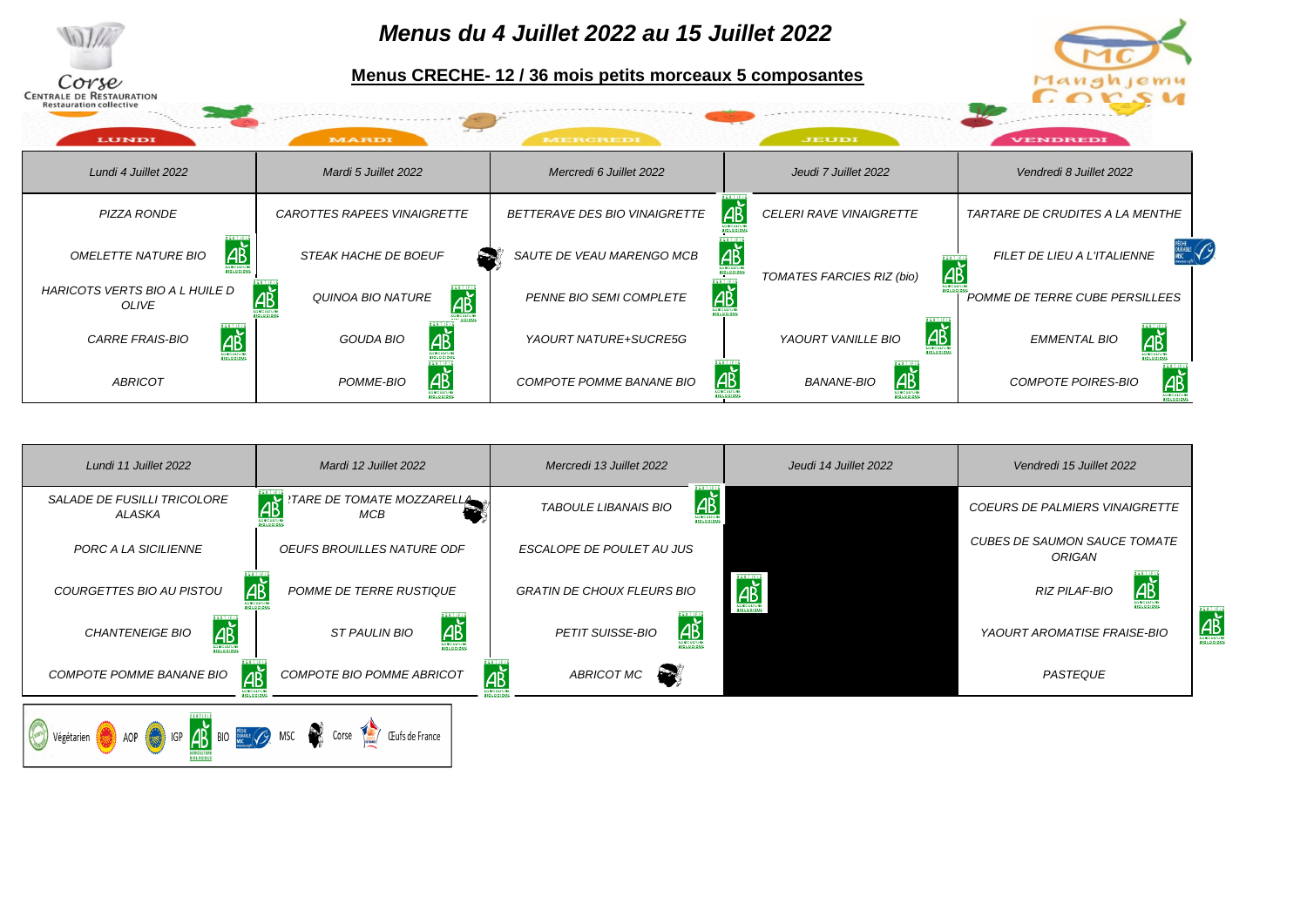# Menus du 4 Juillet 2022 au 15 Juillet 2022

## Menus CRECHE- 12 / 36 mois petits morceaux 5 composantes

Corse
CENTRALE DE RESTAURATION
Restauration collective

Manghjemu Corsu

| LUNDI | MARDI | MERCREDI | JEUDI | VENDREDI |
|---|---|---|---|---|
| Lundi 4 Juillet 2022 | Mardi 5 Juillet 2022 | Mercredi 6 Juillet 2022 | Jeudi 7 Juillet 2022 | Vendredi 8 Juillet 2022 |
| PIZZA RONDE | CAROTTES RAPEES VINAIGRETTE | BETTERAVE DES BIO VINAIGRETTE | CELERI RAVE VINAIGRETTE | TARTARE DE CRUDITES A LA MENTHE |
| OMELETTE NATURE BIO | STEAK HACHE DE BOEUF | SAUTE DE VEAU MARENGO MCB | TOMATES FARCIES RIZ (bio) | FILET DE LIEU A L'ITALIENNE |
| HARICOTS VERTS BIO A L HUILE D OLIVE | QUINOA BIO NATURE | PENNE BIO SEMI COMPLETE | | POMME DE TERRE CUBE PERSILLEES |
| CARRE FRAIS-BIO | GOUDA BIO | YAOURT NATURE+SUCRE5G | YAOURT VANILLE BIO | EMMENTAL BIO |
| ABRICOT | POMME-BIO | COMPOTE POMME BANANE BIO | BANANE-BIO | COMPOTE POIRES-BIO |

| Lundi 11 Juillet 2022 | Mardi 12 Juillet 2022 | Mercredi 13 Juillet 2022 | Jeudi 14 Juillet 2022 | Vendredi 15 Juillet 2022 |
|---|---|---|---|---|
| SALADE DE FUSILLI TRICOLORE ALASKA | TARTARE DE TOMATE MOZZARELLA MCB | TABOULE LIBANAIS BIO | | COEURS DE PALMIERS VINAIGRETTE |
| PORC A LA SICILIENNE | OEUFS BROUILLES NATURE ODF | ESCALOPE DE POULET AU JUS | | CUBES DE SAUMON SAUCE TOMATE ORIGAN |
| COURGETTES BIO AU PISTOU | POMME DE TERRE RUSTIQUE | GRATIN DE CHOUX FLEURS BIO | | RIZ PILAF-BIO |
| CHANTENEIGE BIO | ST PAULIN BIO | PETIT SUISSE-BIO | | YAOURT AROMATISE FRAISE-BIO |
| COMPOTE POMME BANANE BIO | COMPOTE BIO POMME ABRICOT | ABRICOT MC | | PASTEQUE |

Végétarien AOP IGP BIO MSC Corse Œufs de France